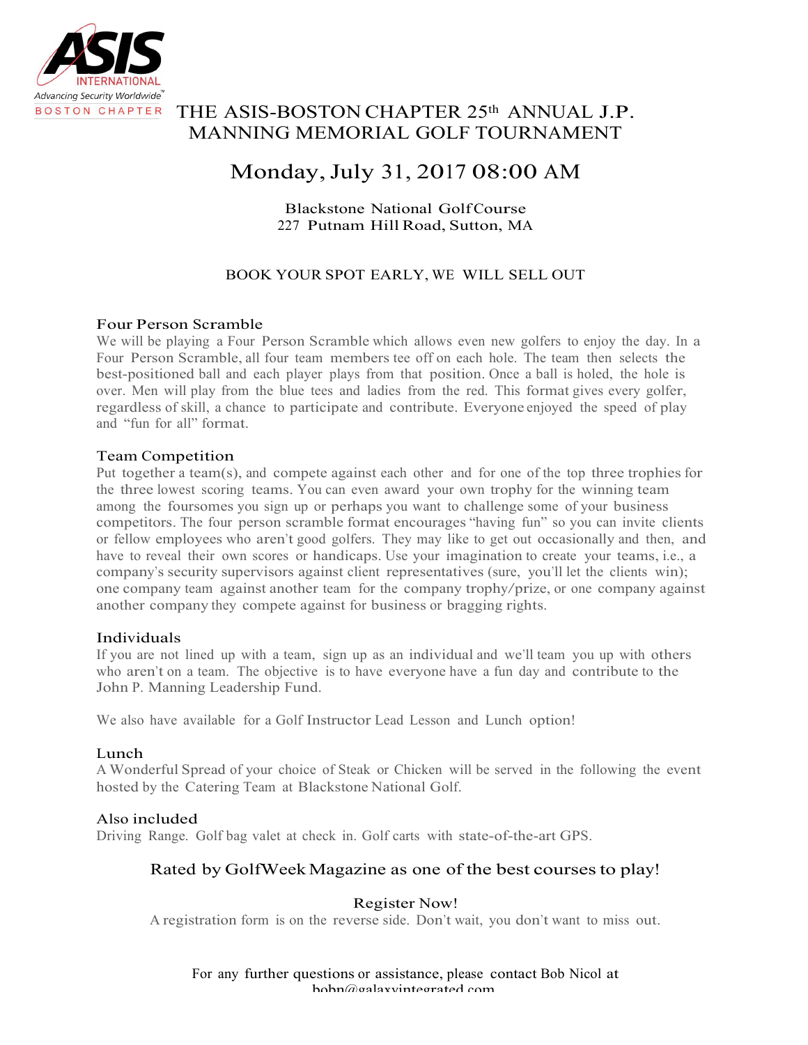ASIS INTERNATIONAL
Advancing Security Worldwide™
BOSTON CHAPTER

# THE ASIS-BOSTON CHAPTER 25th ANNUAL J.P. MANNING MEMORIAL GOLF TOURNAMENT

## Monday, July 31, 2017 08:00 AM

Blackstone National Golf Course
227 Putnam Hill Road, Sutton, MA

BOOK YOUR SPOT EARLY, WE WILL SELL OUT

### Four Person Scramble

We will be playing a Four Person Scramble which allows even new golfers to enjoy the day. In a Four Person Scramble, all four team members tee off on each hole. The team then selects the best-positioned ball and each player plays from that position. Once a ball is holed, the hole is over. Men will play from the blue tees and ladies from the red. This format gives every golfer, regardless of skill, a chance to participate and contribute. Everyone enjoyed the speed of play and "fun for all" format.

### Team Competition

Put together a team(s), and compete against each other and for one of the top three trophies for the three lowest scoring teams. You can even award your own trophy for the winning team among the foursomes you sign up or perhaps you want to challenge some of your business competitors. The four person scramble format encourages "having fun" so you can invite clients or fellow employees who aren't good golfers. They may like to get out occasionally and then, and have to reveal their own scores or handicaps. Use your imagination to create your teams, i.e., a company's security supervisors against client representatives (sure, you'll let the clients win); one company team against another team for the company trophy/prize, or one company against another company they compete against for business or bragging rights.

### Individuals

If you are not lined up with a team, sign up as an individual and we'll team you up with others who aren't on a team. The objective is to have everyone have a fun day and contribute to the John P. Manning Leadership Fund.

We also have available for a Golf Instructor Lead Lesson and Lunch option!

### Lunch

A Wonderful Spread of your choice of Steak or Chicken will be served in the following the event hosted by the Catering Team at Blackstone National Golf.

### Also included

Driving Range. Golf bag valet at check in. Golf carts with state-of-the-art GPS.

Rated by GolfWeek Magazine as one of the best courses to play!

Register Now!

A registration form is on the reverse side. Don't wait, you don't want to miss out.

For any further questions or assistance, please contact Bob Nicol at bobn@galaxyintegrated.com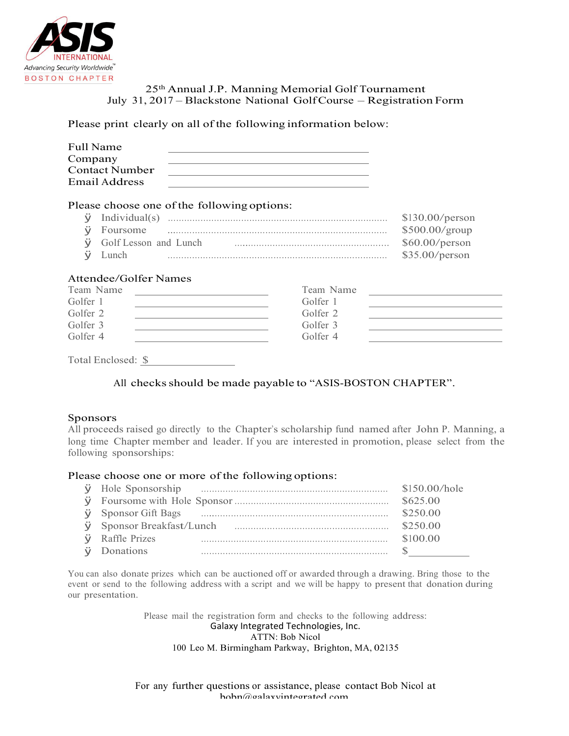ASIS INTERNATIONAL
Advancing Security Worldwide™
BOSTON CHAPTER

# 25th Annual J.P. Manning Memorial Golf Tournament
## July 31, 2017 – Blackstone National Golf Course – Registration Form

Please print clearly on all of the following information below:

Full Name ______________________________
Company ______________________________
Contact Number ______________________________
Email Address ______________________________

Please choose one of the following options:

- ÿ Individual(s) ........................................................ $130.00/person
- ÿ Foursome ........................................................ $500.00/group
- ÿ Golf Lesson and Lunch ........................................................ $60.00/person
- ÿ Lunch ........................................................ $35.00/person

### Attendee/Golfer Names

| | | | |
|---|---|---|---|
| Team Name | ____________________ | Team Name | ____________________ |
| Golfer 1 | ____________________ | Golfer 1 | ____________________ |
| Golfer 2 | ____________________ | Golfer 2 | ____________________ |
| Golfer 3 | ____________________ | Golfer 3 | ____________________ |
| Golfer 4 | ____________________ | Golfer 4 | ____________________ |

Total Enclosed: $ ______________

All checks should be made payable to "ASIS-BOSTON CHAPTER".

### Sponsors

All proceeds raised go directly to the Chapter's scholarship fund named after John P. Manning, a long time Chapter member and leader. If you are interested in promotion, please select from the following sponsorships:

Please choose one or more of the following options:

- ÿ Hole Sponsorship ........................................................ $150.00/hole
- ÿ Foursome with Hole Sponsor ........................................................ $625.00
- ÿ Sponsor Gift Bags ........................................................ $250.00
- ÿ Sponsor Breakfast/Lunch ........................................................ $250.00
- ÿ Raffle Prizes ........................................................ $100.00
- ÿ Donations ........................................................ $__________

You can also donate prizes which can be auctioned off or awarded through a drawing. Bring those to the event or send to the following address with a script and we will be happy to present that donation during our presentation.

Please mail the registration form and checks to the following address:
Galaxy Integrated Technologies, Inc.
ATTN: Bob Nicol
100 Leo M. Birmingham Parkway, Brighton, MA, 02135

For any further questions or assistance, please contact Bob Nicol at bobn@galaxyintegrated.com